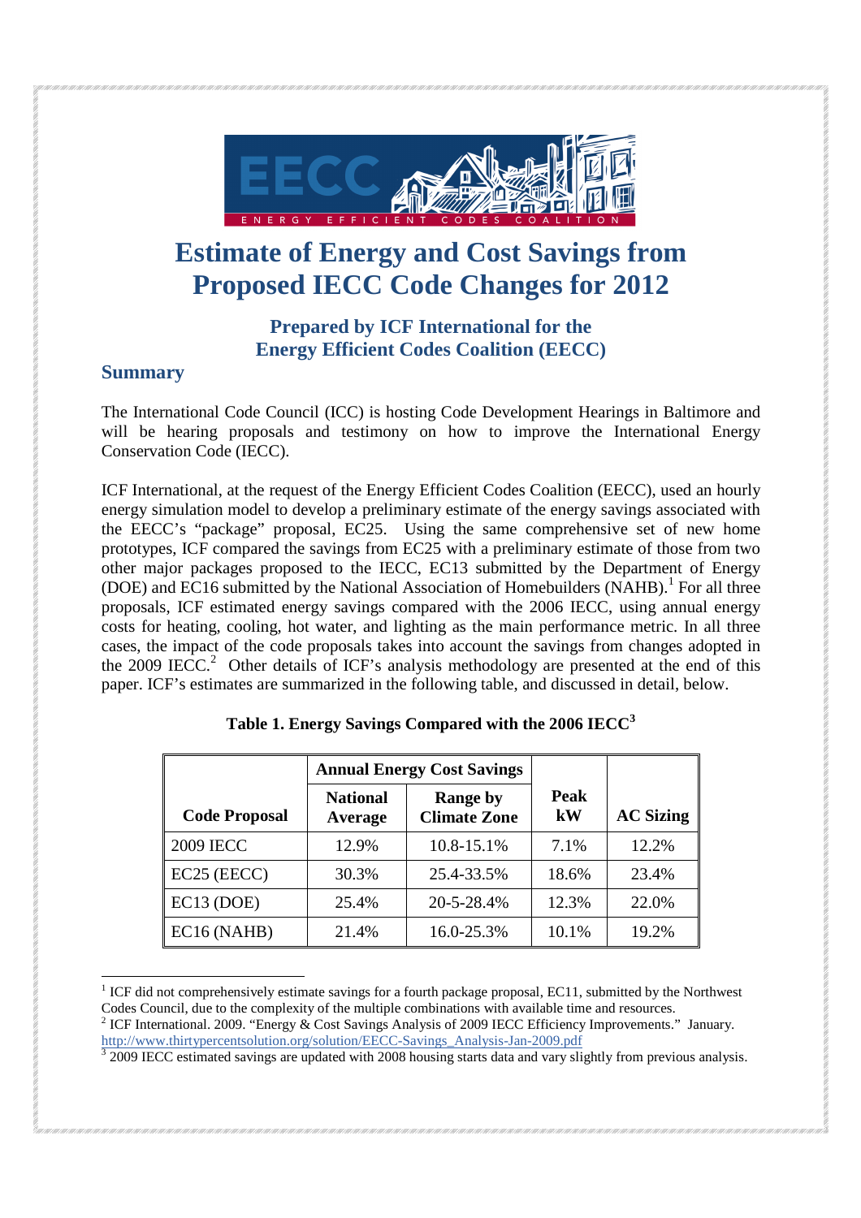# Estimate of Energy and Cost Savings from Proposed IECC Code Changes for 2012

### Prepared by ICF International for the Energy Efficient Codes Coalition (EECC)

## Summary

The International Code Council (ICC) is hosting Code Development Hearings in Baltimore and will be hearing proposals and testimony on how to improve the International Energy Conservation Code (IECC).

ICF International, at the request of the Energy Efficient Codes Coalition (EECC), used an hourly energy simulation model to develop a preliminary estimate of the energy savings associated with the EECC's "package" proposal, EC25. Using the same comprehensive set of new home prototypes, ICF compared the savings from EC25 with a preliminary estimate of those from two other major packages proposed to the IECC, EC13 submitted by the Department of Energy (DOE) and EC16 submitted by the National Association of Homebuilders (NAHB).[1] For all three proposals, ICF estimated energy savings compared with the 2006 IECC, using annual energy costs for heating, cooling, hot water, and lighting as the main performance metric. In all three cases, the impact of the code proposals takes into account the savings from changes adopted in the 2009 IECC.[2] Other details of ICF's analysis methodology are presented at the end of this paper. ICF's estimates are summarized in the following table, and discussed in detail, below.

**Table 1. Energy Savings Compared with the 2006 IECC[3]**

| | Annual Energy Cost Savings | | | |
|---|---|---|---|---|
| **Code Proposal** | **National Average** | **Range by Climate Zone** | **Peak kW** | **AC Sizing** |
| 2009 IECC | 12.9% | 10.8-15.1% | 7.1% | 12.2% |
| EC25 (EECC) | 30.3% | 25.4-33.5% | 18.6% | 23.4% |
| EC13 (DOE) | 25.4% | 20-5-28.4% | 12.3% | 22.0% |
| EC16 (NAHB) | 21.4% | 16.0-25.3% | 10.1% | 19.2% |

[1] ICF did not comprehensively estimate savings for a fourth package proposal, EC11, submitted by the Northwest Codes Council, due to the complexity of the multiple combinations with available time and resources.

[2] ICF International. 2009. "Energy & Cost Savings Analysis of 2009 IECC Efficiency Improvements." January. http://www.thirtypercentsolution.org/solution/EECC-Savings_Analysis-Jan-2009.pdf

[3] 2009 IECC estimated savings are updated with 2008 housing starts data and vary slightly from previous analysis.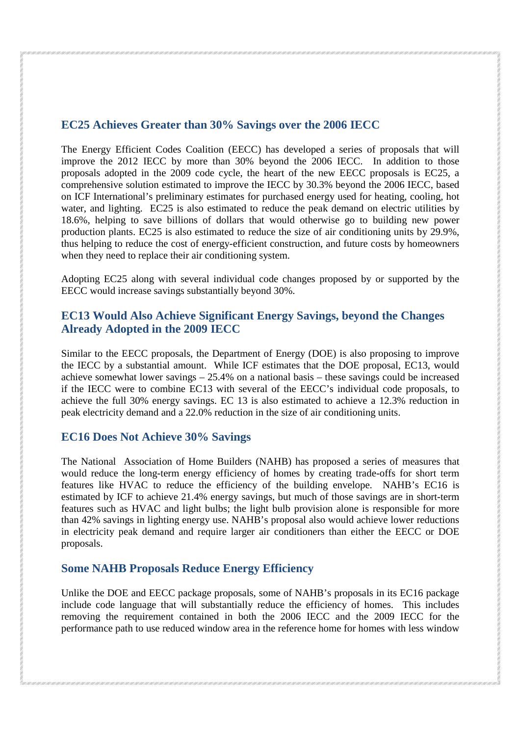## EC25 Achieves Greater than 30% Savings over the 2006 IECC

The Energy Efficient Codes Coalition (EECC) has developed a series of proposals that will improve the 2012 IECC by more than 30% beyond the 2006 IECC. In addition to those proposals adopted in the 2009 code cycle, the heart of the new EECC proposals is EC25, a comprehensive solution estimated to improve the IECC by 30.3% beyond the 2006 IECC, based on ICF International's preliminary estimates for purchased energy used for heating, cooling, hot water, and lighting. EC25 is also estimated to reduce the peak demand on electric utilities by 18.6%, helping to save billions of dollars that would otherwise go to building new power production plants. EC25 is also estimated to reduce the size of air conditioning units by 29.9%, thus helping to reduce the cost of energy-efficient construction, and future costs by homeowners when they need to replace their air conditioning system.

Adopting EC25 along with several individual code changes proposed by or supported by the EECC would increase savings substantially beyond 30%.

## EC13 Would Also Achieve Significant Energy Savings, beyond the Changes Already Adopted in the 2009 IECC

Similar to the EECC proposals, the Department of Energy (DOE) is also proposing to improve the IECC by a substantial amount. While ICF estimates that the DOE proposal, EC13, would achieve somewhat lower savings – 25.4% on a national basis – these savings could be increased if the IECC were to combine EC13 with several of the EECC's individual code proposals, to achieve the full 30% energy savings. EC 13 is also estimated to achieve a 12.3% reduction in peak electricity demand and a 22.0% reduction in the size of air conditioning units.

## EC16 Does Not Achieve 30% Savings

The National Association of Home Builders (NAHB) has proposed a series of measures that would reduce the long-term energy efficiency of homes by creating trade-offs for short term features like HVAC to reduce the efficiency of the building envelope. NAHB's EC16 is estimated by ICF to achieve 21.4% energy savings, but much of those savings are in short-term features such as HVAC and light bulbs; the light bulb provision alone is responsible for more than 42% savings in lighting energy use. NAHB's proposal also would achieve lower reductions in electricity peak demand and require larger air conditioners than either the EECC or DOE proposals.

## Some NAHB Proposals Reduce Energy Efficiency

Unlike the DOE and EECC package proposals, some of NAHB's proposals in its EC16 package include code language that will substantially reduce the efficiency of homes. This includes removing the requirement contained in both the 2006 IECC and the 2009 IECC for the performance path to use reduced window area in the reference home for homes with less window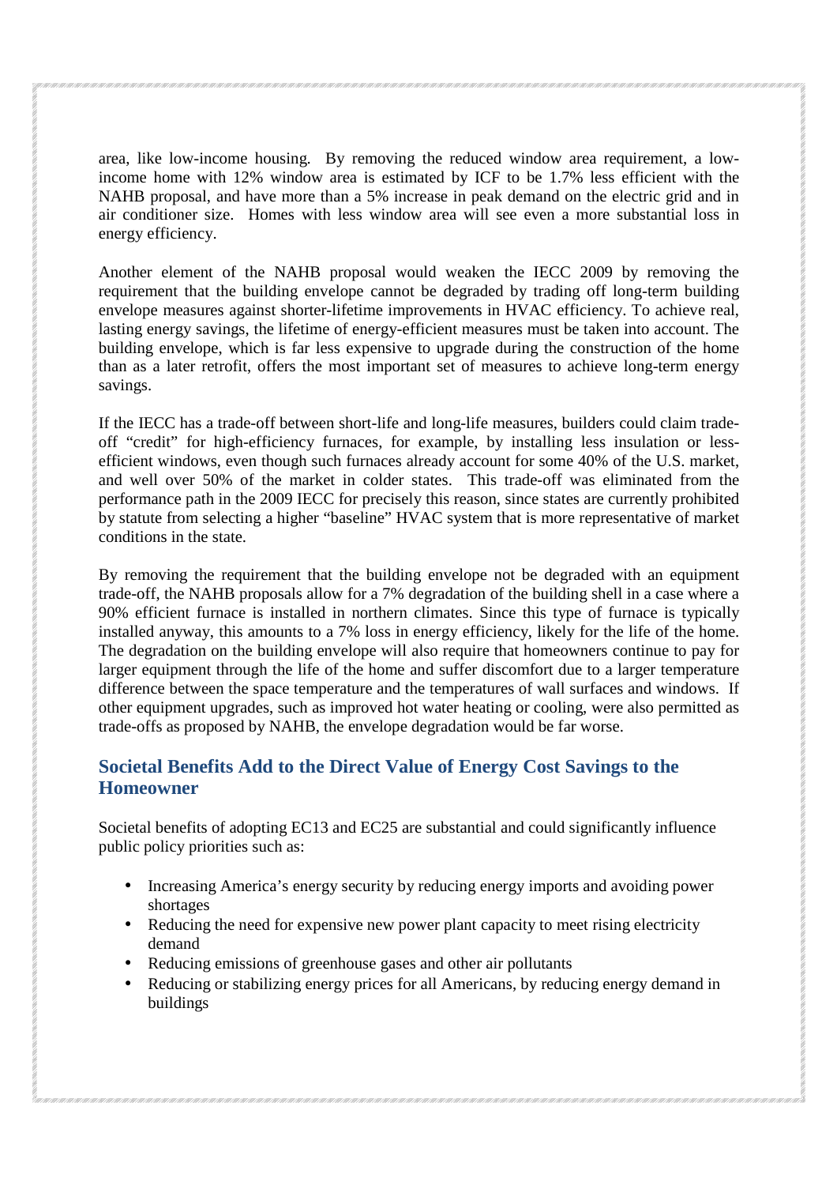area, like low-income housing. By removing the reduced window area requirement, a low-income home with 12% window area is estimated by ICF to be 1.7% less efficient with the NAHB proposal, and have more than a 5% increase in peak demand on the electric grid and in air conditioner size. Homes with less window area will see even a more substantial loss in energy efficiency.

Another element of the NAHB proposal would weaken the IECC 2009 by removing the requirement that the building envelope cannot be degraded by trading off long-term building envelope measures against shorter-lifetime improvements in HVAC efficiency. To achieve real, lasting energy savings, the lifetime of energy-efficient measures must be taken into account. The building envelope, which is far less expensive to upgrade during the construction of the home than as a later retrofit, offers the most important set of measures to achieve long-term energy savings.

If the IECC has a trade-off between short-life and long-life measures, builders could claim trade-off "credit" for high-efficiency furnaces, for example, by installing less insulation or less-efficient windows, even though such furnaces already account for some 40% of the U.S. market, and well over 50% of the market in colder states. This trade-off was eliminated from the performance path in the 2009 IECC for precisely this reason, since states are currently prohibited by statute from selecting a higher "baseline" HVAC system that is more representative of market conditions in the state.

By removing the requirement that the building envelope not be degraded with an equipment trade-off, the NAHB proposals allow for a 7% degradation of the building shell in a case where a 90% efficient furnace is installed in northern climates. Since this type of furnace is typically installed anyway, this amounts to a 7% loss in energy efficiency, likely for the life of the home. The degradation on the building envelope will also require that homeowners continue to pay for larger equipment through the life of the home and suffer discomfort due to a larger temperature difference between the space temperature and the temperatures of wall surfaces and windows. If other equipment upgrades, such as improved hot water heating or cooling, were also permitted as trade-offs as proposed by NAHB, the envelope degradation would be far worse.

## Societal Benefits Add to the Direct Value of Energy Cost Savings to the Homeowner

Societal benefits of adopting EC13 and EC25 are substantial and could significantly influence public policy priorities such as:

- Increasing America's energy security by reducing energy imports and avoiding power shortages
- Reducing the need for expensive new power plant capacity to meet rising electricity demand
- Reducing emissions of greenhouse gases and other air pollutants
- Reducing or stabilizing energy prices for all Americans, by reducing energy demand in buildings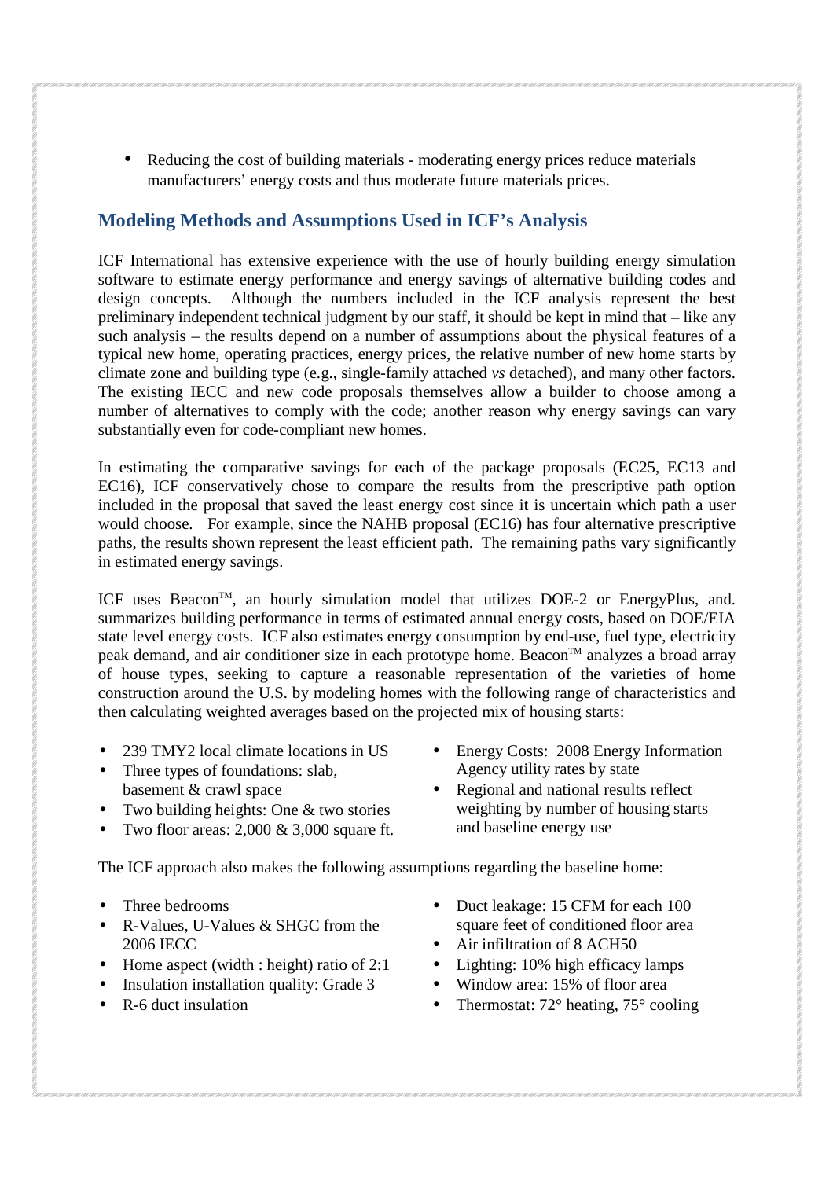- Reducing the cost of building materials - moderating energy prices reduce materials manufacturers' energy costs and thus moderate future materials prices.

## Modeling Methods and Assumptions Used in ICF's Analysis

ICF International has extensive experience with the use of hourly building energy simulation software to estimate energy performance and energy savings of alternative building codes and design concepts. Although the numbers included in the ICF analysis represent the best preliminary independent technical judgment by our staff, it should be kept in mind that – like any such analysis – the results depend on a number of assumptions about the physical features of a typical new home, operating practices, energy prices, the relative number of new home starts by climate zone and building type (e.g., single-family attached *vs* detached), and many other factors. The existing IECC and new code proposals themselves allow a builder to choose among a number of alternatives to comply with the code; another reason why energy savings can vary substantially even for code-compliant new homes.

In estimating the comparative savings for each of the package proposals (EC25, EC13 and EC16), ICF conservatively chose to compare the results from the prescriptive path option included in the proposal that saved the least energy cost since it is uncertain which path a user would choose. For example, since the NAHB proposal (EC16) has four alternative prescriptive paths, the results shown represent the least efficient path. The remaining paths vary significantly in estimated energy savings.

ICF uses Beacon™, an hourly simulation model that utilizes DOE-2 or EnergyPlus, and. summarizes building performance in terms of estimated annual energy costs, based on DOE/EIA state level energy costs. ICF also estimates energy consumption by end-use, fuel type, electricity peak demand, and air conditioner size in each prototype home. Beacon™ analyzes a broad array of house types, seeking to capture a reasonable representation of the varieties of home construction around the U.S. by modeling homes with the following range of characteristics and then calculating weighted averages based on the projected mix of housing starts:

- 239 TMY2 local climate locations in US
- Three types of foundations: slab, basement & crawl space
- Two building heights: One & two stories
- Two floor areas: 2,000 & 3,000 square ft.
- Energy Costs: 2008 Energy Information Agency utility rates by state
- Regional and national results reflect weighting by number of housing starts and baseline energy use

The ICF approach also makes the following assumptions regarding the baseline home:

- Three bedrooms
- R-Values, U-Values & SHGC from the 2006 IECC
- Home aspect (width : height) ratio of 2:1
- Insulation installation quality: Grade 3
- R-6 duct insulation
- Duct leakage: 15 CFM for each 100 square feet of conditioned floor area
- Air infiltration of 8 ACH50
- Lighting: 10% high efficacy lamps
- Window area: 15% of floor area
- Thermostat: 72° heating, 75° cooling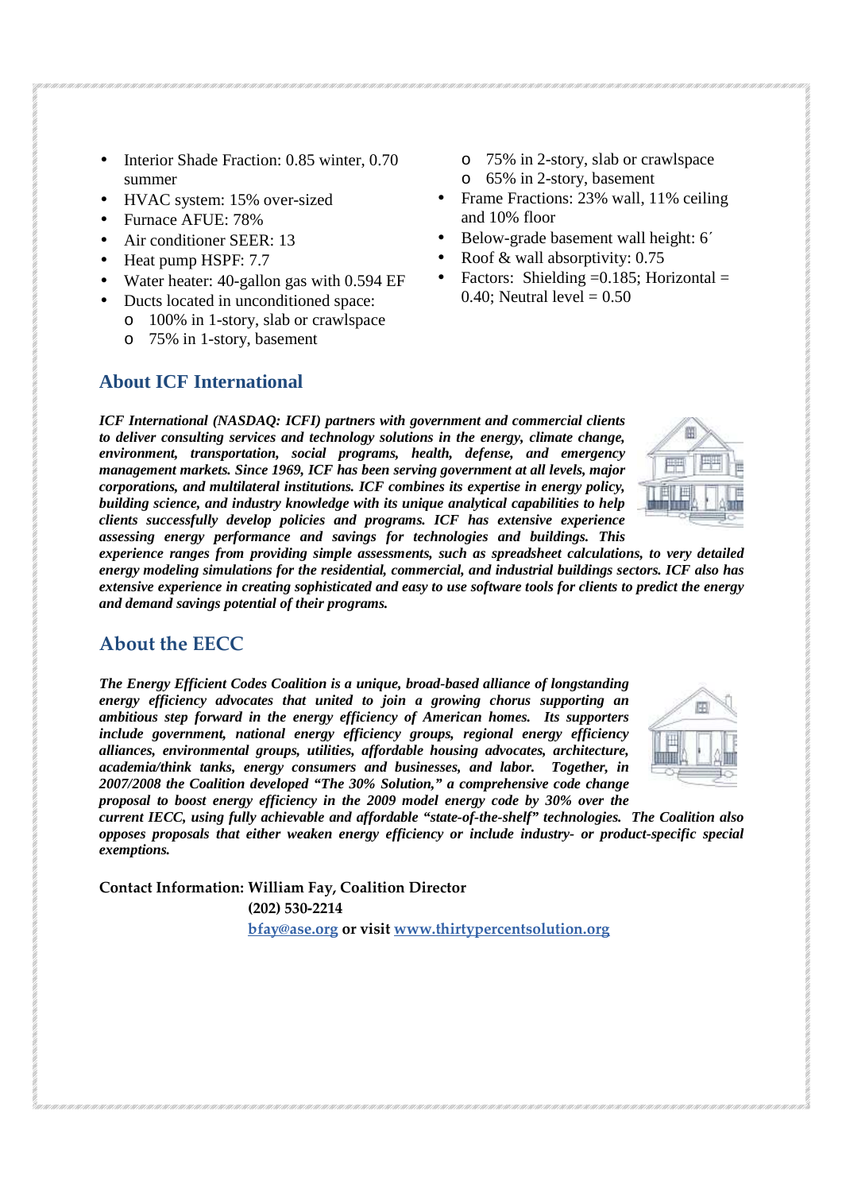- Interior Shade Fraction: 0.85 winter, 0.70 summer
- HVAC system: 15% over-sized
- Furnace AFUE: 78%
- Air conditioner SEER: 13
- Heat pump HSPF: 7.7
- Water heater: 40-gallon gas with 0.594 EF
- Ducts located in unconditioned space:
  - 100% in 1-story, slab or crawlspace
  - 75% in 1-story, basement
  - 75% in 2-story, slab or crawlspace
  - 65% in 2-story, basement
- Frame Fractions: 23% wall, 11% ceiling and 10% floor
- Below-grade basement wall height: 6´
- Roof & wall absorptivity: 0.75
- Factors: Shielding =0.185; Horizontal = 0.40; Neutral level = 0.50

## About ICF International

***ICF International (NASDAQ: ICFI) partners with government and commercial clients to deliver consulting services and technology solutions in the energy, climate change, environment, transportation, social programs, health, defense, and emergency management markets. Since 1969, ICF has been serving government at all levels, major corporations, and multilateral institutions. ICF combines its expertise in energy policy, building science, and industry knowledge with its unique analytical capabilities to help clients successfully develop policies and programs. ICF has extensive experience assessing energy performance and savings for technologies and buildings. This experience ranges from providing simple assessments, such as spreadsheet calculations, to very detailed energy modeling simulations for the residential, commercial, and industrial buildings sectors. ICF also has extensive experience in creating sophisticated and easy to use software tools for clients to predict the energy and demand savings potential of their programs.***

## About the EECC

***The Energy Efficient Codes Coalition is a unique, broad-based alliance of longstanding energy efficiency advocates that united to join a growing chorus supporting an ambitious step forward in the energy efficiency of American homes. Its supporters include government, national energy efficiency groups, regional energy efficiency alliances, environmental groups, utilities, affordable housing advocates, architecture, academia/think tanks, energy consumers and businesses, and labor. Together, in 2007/2008 the Coalition developed "The 30% Solution," a comprehensive code change proposal to boost energy efficiency in the 2009 model energy code by 30% over the current IECC, using fully achievable and affordable "state-of-the-shelf" technologies. The Coalition also opposes proposals that either weaken energy efficiency or include industry- or product-specific special exemptions.***

**Contact Information: William Fay, Coalition Director**
**(202) 530-2214**
**bfay@ase.org or visit www.thirtypercentsolution.org**